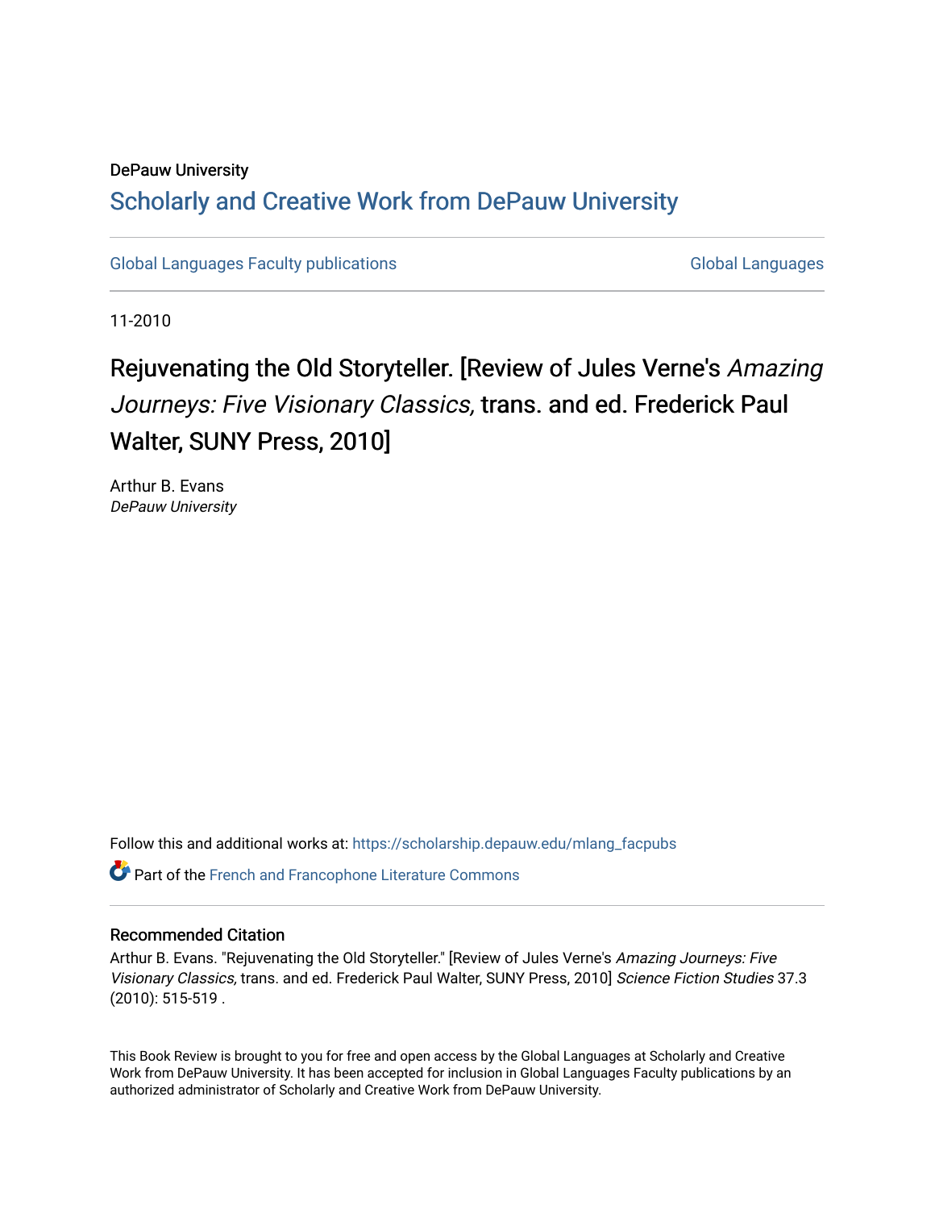DePauw University

## Scholarly and Creative Work from DePauw University

Global Languages Faculty publications

Global Languages

11-2010

# Rejuvenating the Old Storyteller. [Review of Jules Verne's *Amazing Journeys: Five Visionary Classics,* trans. and ed. Frederick Paul Walter, SUNY Press, 2010]

Arthur B. Evans
*DePauw University*

Follow this and additional works at: https://scholarship.depauw.edu/mlang_facpubs

Part of the French and Francophone Literature Commons

### Recommended Citation

Arthur B. Evans. "Rejuvenating the Old Storyteller." [Review of Jules Verne's *Amazing Journeys: Five Visionary Classics,* trans. and ed. Frederick Paul Walter, SUNY Press, 2010] *Science Fiction Studies* 37.3 (2010): 515-519 .

This Book Review is brought to you for free and open access by the Global Languages at Scholarly and Creative Work from DePauw University. It has been accepted for inclusion in Global Languages Faculty publications by an authorized administrator of Scholarly and Creative Work from DePauw University.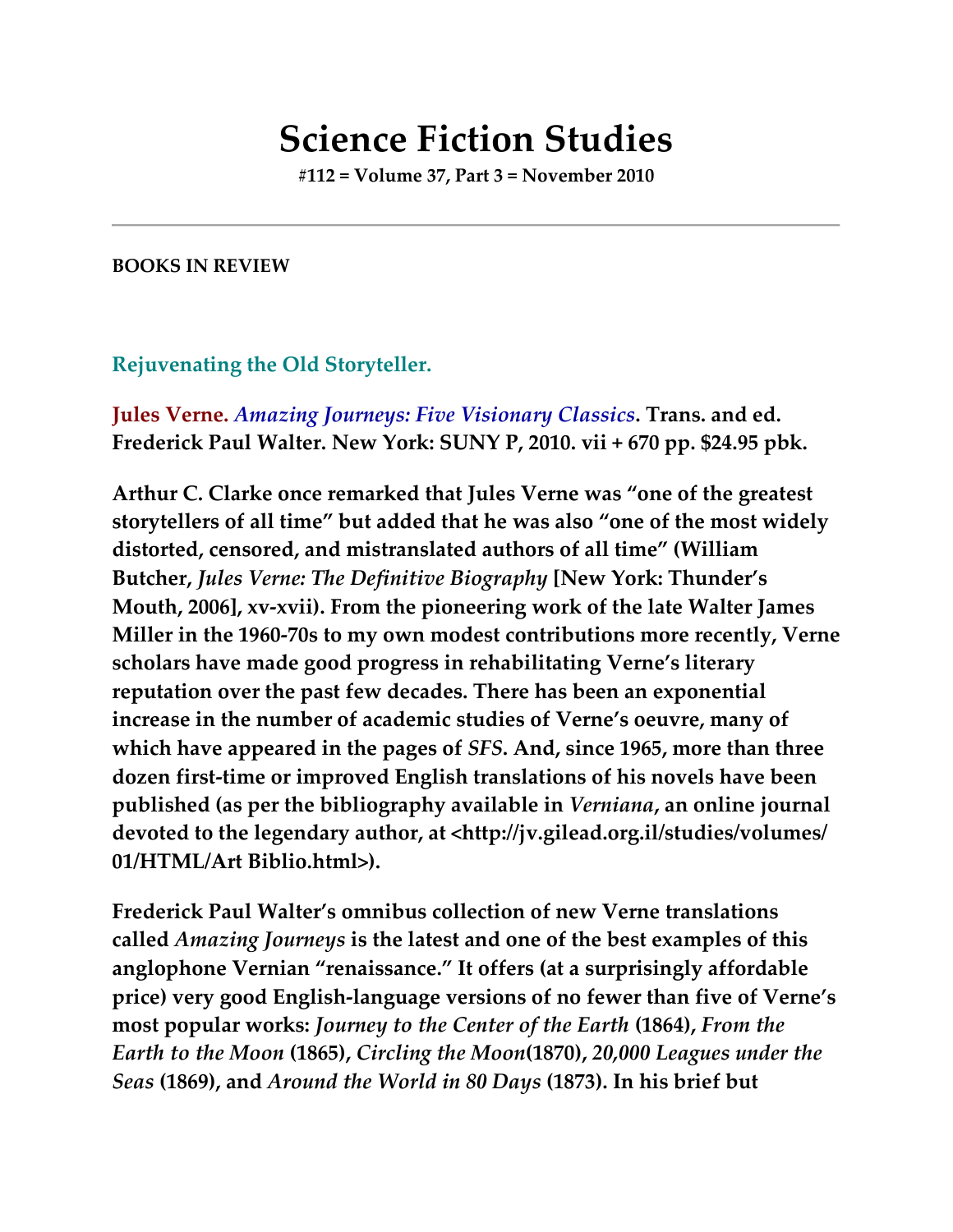# Science Fiction Studies

**#112 = Volume 37, Part 3 = November 2010**

---

**BOOKS IN REVIEW**

## Rejuvenating the Old Storyteller.

**Jules Verne. *Amazing Journeys: Five Visionary Classics*. Trans. and ed. Frederick Paul Walter. New York: SUNY P, 2010. vii + 670 pp. $24.95 pbk.**

Arthur C. Clarke once remarked that Jules Verne was "one of the greatest storytellers of all time" but added that he was also "one of the most widely distorted, censored, and mistranslated authors of all time" (William Butcher, *Jules Verne: The Definitive Biography* [New York: Thunder's Mouth, 2006], xv-xvii). From the pioneering work of the late Walter James Miller in the 1960-70s to my own modest contributions more recently, Verne scholars have made good progress in rehabilitating Verne's literary reputation over the past few decades. There has been an exponential increase in the number of academic studies of Verne's oeuvre, many of which have appeared in the pages of *SFS*. And, since 1965, more than three dozen first-time or improved English translations of his novels have been published (as per the bibliography available in *Verniana*, an online journal devoted to the legendary author, at <http://jv.gilead.org.il/studies/volumes/01/HTML/Art Biblio.html>).

Frederick Paul Walter's omnibus collection of new Verne translations called *Amazing Journeys* is the latest and one of the best examples of this anglophone Vernian "renaissance." It offers (at a surprisingly affordable price) very good English-language versions of no fewer than five of Verne's most popular works: *Journey to the Center of the Earth* (1864), *From the Earth to the Moon* (1865), *Circling the Moon*(1870), *20,000 Leagues under the Seas* (1869), and *Around the World in 80 Days* (1873). In his brief but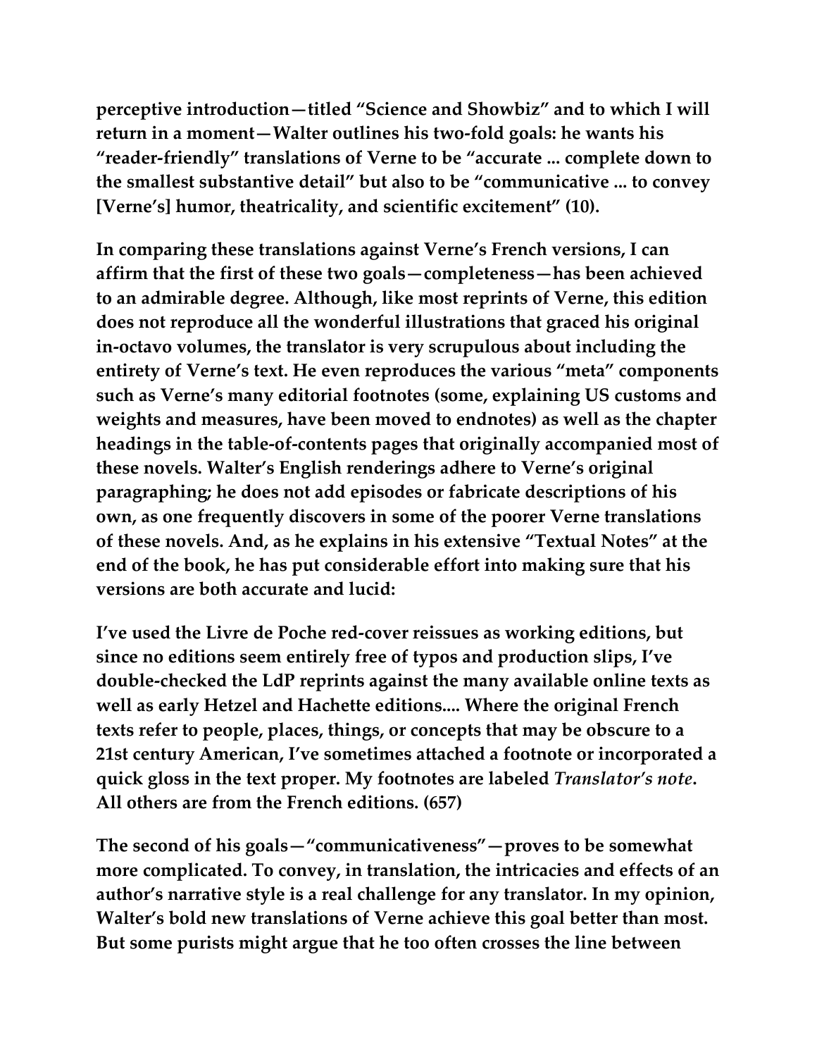perceptive introduction—titled "Science and Showbiz" and to which I will return in a moment—Walter outlines his two-fold goals: he wants his "reader-friendly" translations of Verne to be "accurate ... complete down to the smallest substantive detail" but also to be "communicative ... to convey [Verne's] humor, theatricality, and scientific excitement" (10).

In comparing these translations against Verne's French versions, I can affirm that the first of these two goals—completeness—has been achieved to an admirable degree. Although, like most reprints of Verne, this edition does not reproduce all the wonderful illustrations that graced his original in-octavo volumes, the translator is very scrupulous about including the entirety of Verne's text. He even reproduces the various "meta" components such as Verne's many editorial footnotes (some, explaining US customs and weights and measures, have been moved to endnotes) as well as the chapter headings in the table-of-contents pages that originally accompanied most of these novels. Walter's English renderings adhere to Verne's original paragraphing; he does not add episodes or fabricate descriptions of his own, as one frequently discovers in some of the poorer Verne translations of these novels. And, as he explains in his extensive "Textual Notes" at the end of the book, he has put considerable effort into making sure that his versions are both accurate and lucid:

I've used the Livre de Poche red-cover reissues as working editions, but since no editions seem entirely free of typos and production slips, I've double-checked the LdP reprints against the many available online texts as well as early Hetzel and Hachette editions.... Where the original French texts refer to people, places, things, or concepts that may be obscure to a 21st century American, I've sometimes attached a footnote or incorporated a quick gloss in the text proper. My footnotes are labeled *Translator's note*. All others are from the French editions. (657)

The second of his goals—"communicativeness"—proves to be somewhat more complicated. To convey, in translation, the intricacies and effects of an author's narrative style is a real challenge for any translator. In my opinion, Walter's bold new translations of Verne achieve this goal better than most. But some purists might argue that he too often crosses the line between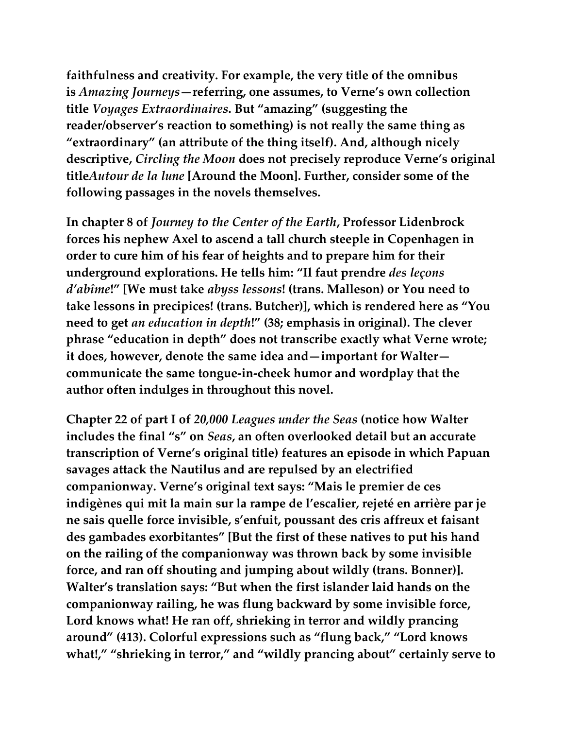**faithfulness and creativity. For example, the very title of the omnibus is *Amazing Journeys*—referring, one assumes, to Verne's own collection title *Voyages Extraordinaires*. But "amazing" (suggesting the reader/observer's reaction to something) is not really the same thing as "extraordinary" (an attribute of the thing itself). And, although nicely descriptive, *Circling the Moon* does not precisely reproduce Verne's original title*Autour de la lune* [Around the Moon]. Further, consider some of the following passages in the novels themselves.**

**In chapter 8 of *Journey to the Center of the Earth*, Professor Lidenbrock forces his nephew Axel to ascend a tall church steeple in Copenhagen in order to cure him of his fear of heights and to prepare him for their underground explorations. He tells him: "Il faut prendre *des leçons d'abîme*!" [We must take *abyss lessons*! (trans. Malleson) or You need to take lessons in precipices! (trans. Butcher)], which is rendered here as "You need to get *an education in depth*!" (38; emphasis in original). The clever phrase "education in depth" does not transcribe exactly what Verne wrote; it does, however, denote the same idea and—important for Walter—communicate the same tongue-in-cheek humor and wordplay that the author often indulges in throughout this novel.**

**Chapter 22 of part I of *20,000 Leagues under the Seas* (notice how Walter includes the final "s" on *Seas*, an often overlooked detail but an accurate transcription of Verne's original title) features an episode in which Papuan savages attack the Nautilus and are repulsed by an electrified companionway. Verne's original text says: "Mais le premier de ces indigènes qui mit la main sur la rampe de l'escalier, rejeté en arrière par je ne sais quelle force invisible, s'enfuit, poussant des cris affreux et faisant des gambades exorbitantes" [But the first of these natives to put his hand on the railing of the companionway was thrown back by some invisible force, and ran off shouting and jumping about wildly (trans. Bonner)]. Walter's translation says: "But when the first islander laid hands on the companionway railing, he was flung backward by some invisible force, Lord knows what! He ran off, shrieking in terror and wildly prancing around" (413). Colorful expressions such as "flung back," "Lord knows what!," "shrieking in terror," and "wildly prancing about" certainly serve to**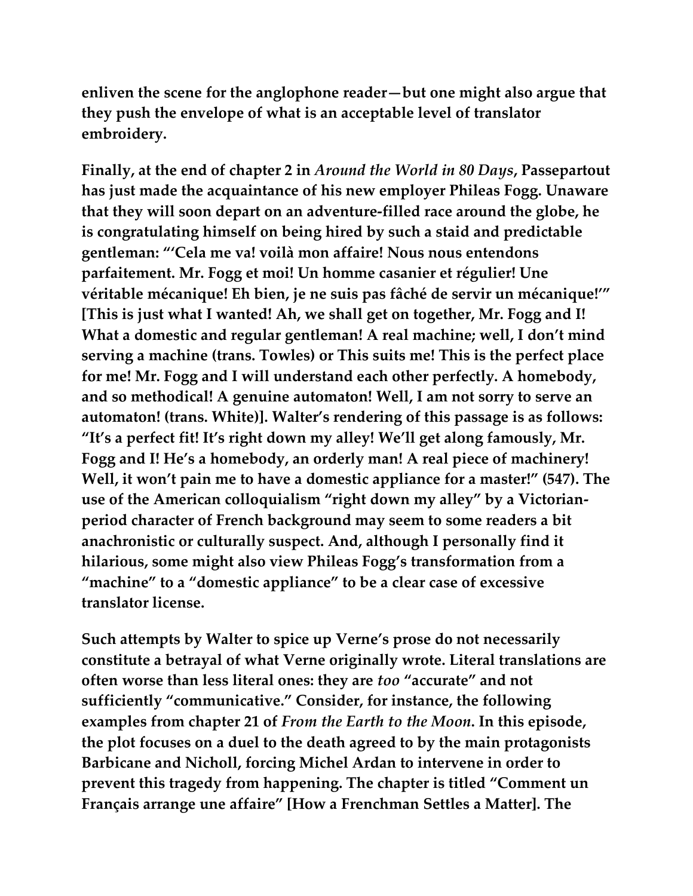enliven the scene for the anglophone reader—but one might also argue that they push the envelope of what is an acceptable level of translator embroidery.

Finally, at the end of chapter 2 in *Around the World in 80 Days*, Passepartout has just made the acquaintance of his new employer Phileas Fogg. Unaware that they will soon depart on an adventure-filled race around the globe, he is congratulating himself on being hired by such a staid and predictable gentleman: "'Cela me va! voilà mon affaire! Nous nous entendons parfaitement. Mr. Fogg et moi! Un homme casanier et régulier! Une véritable mécanique! Eh bien, je ne suis pas fâché de servir un mécanique!'" [This is just what I wanted! Ah, we shall get on together, Mr. Fogg and I! What a domestic and regular gentleman! A real machine; well, I don't mind serving a machine (trans. Towles) or This suits me! This is the perfect place for me! Mr. Fogg and I will understand each other perfectly. A homebody, and so methodical! A genuine automaton! Well, I am not sorry to serve an automaton! (trans. White)]. Walter's rendering of this passage is as follows: "It's a perfect fit! It's right down my alley! We'll get along famously, Mr. Fogg and I! He's a homebody, an orderly man! A real piece of machinery! Well, it won't pain me to have a domestic appliance for a master!" (547). The use of the American colloquialism "right down my alley" by a Victorian-period character of French background may seem to some readers a bit anachronistic or culturally suspect. And, although I personally find it hilarious, some might also view Phileas Fogg's transformation from a "machine" to a "domestic appliance" to be a clear case of excessive translator license.

Such attempts by Walter to spice up Verne's prose do not necessarily constitute a betrayal of what Verne originally wrote. Literal translations are often worse than less literal ones: they are *too* "accurate" and not sufficiently "communicative." Consider, for instance, the following examples from chapter 21 of *From the Earth to the Moon*. In this episode, the plot focuses on a duel to the death agreed to by the main protagonists Barbicane and Nicholl, forcing Michel Ardan to intervene in order to prevent this tragedy from happening. The chapter is titled "Comment un Français arrange une affaire" [How a Frenchman Settles a Matter]. The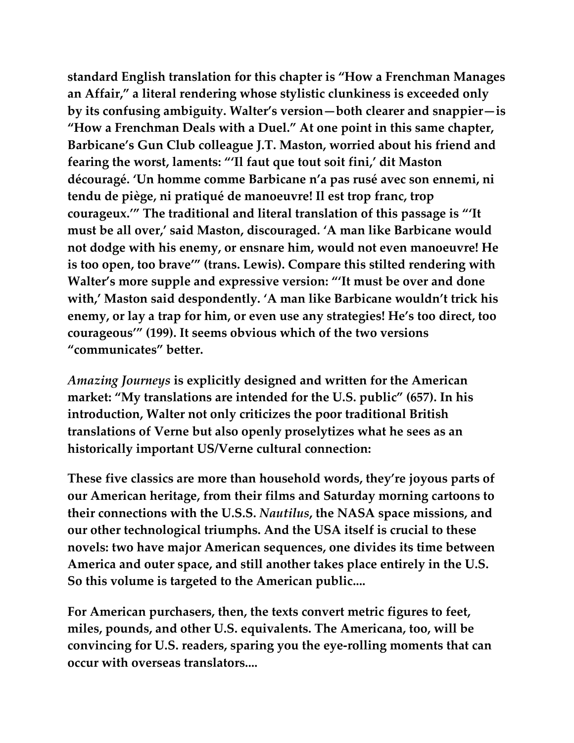standard English translation for this chapter is "How a Frenchman Manages an Affair," a literal rendering whose stylistic clunkiness is exceeded only by its confusing ambiguity. Walter's version—both clearer and snappier—is "How a Frenchman Deals with a Duel." At one point in this same chapter, Barbicane's Gun Club colleague J.T. Maston, worried about his friend and fearing the worst, laments: "'Il faut que tout soit fini,' dit Maston découragé. 'Un homme comme Barbicane n'a pas rusé avec son ennemi, ni tendu de piège, ni pratiqué de manoeuvre! Il est trop franc, trop courageux.'" The traditional and literal translation of this passage is "'It must be all over,' said Maston, discouraged. 'A man like Barbicane would not dodge with his enemy, or ensnare him, would not even manoeuvre! He is too open, too brave'" (trans. Lewis). Compare this stilted rendering with Walter's more supple and expressive version: "'It must be over and done with,' Maston said despondently. 'A man like Barbicane wouldn't trick his enemy, or lay a trap for him, or even use any strategies! He's too direct, too courageous'" (199). It seems obvious which of the two versions "communicates" better.

*Amazing Journeys* is explicitly designed and written for the American market: "My translations are intended for the U.S. public" (657). In his introduction, Walter not only criticizes the poor traditional British translations of Verne but also openly proselytizes what he sees as an historically important US/Verne cultural connection:

These five classics are more than household words, they're joyous parts of our American heritage, from their films and Saturday morning cartoons to their connections with the U.S.S. *Nautilus*, the NASA space missions, and our other technological triumphs. And the USA itself is crucial to these novels: two have major American sequences, one divides its time between America and outer space, and still another takes place entirely in the U.S. So this volume is targeted to the American public....

For American purchasers, then, the texts convert metric figures to feet, miles, pounds, and other U.S. equivalents. The Americana, too, will be convincing for U.S. readers, sparing you the eye-rolling moments that can occur with overseas translators....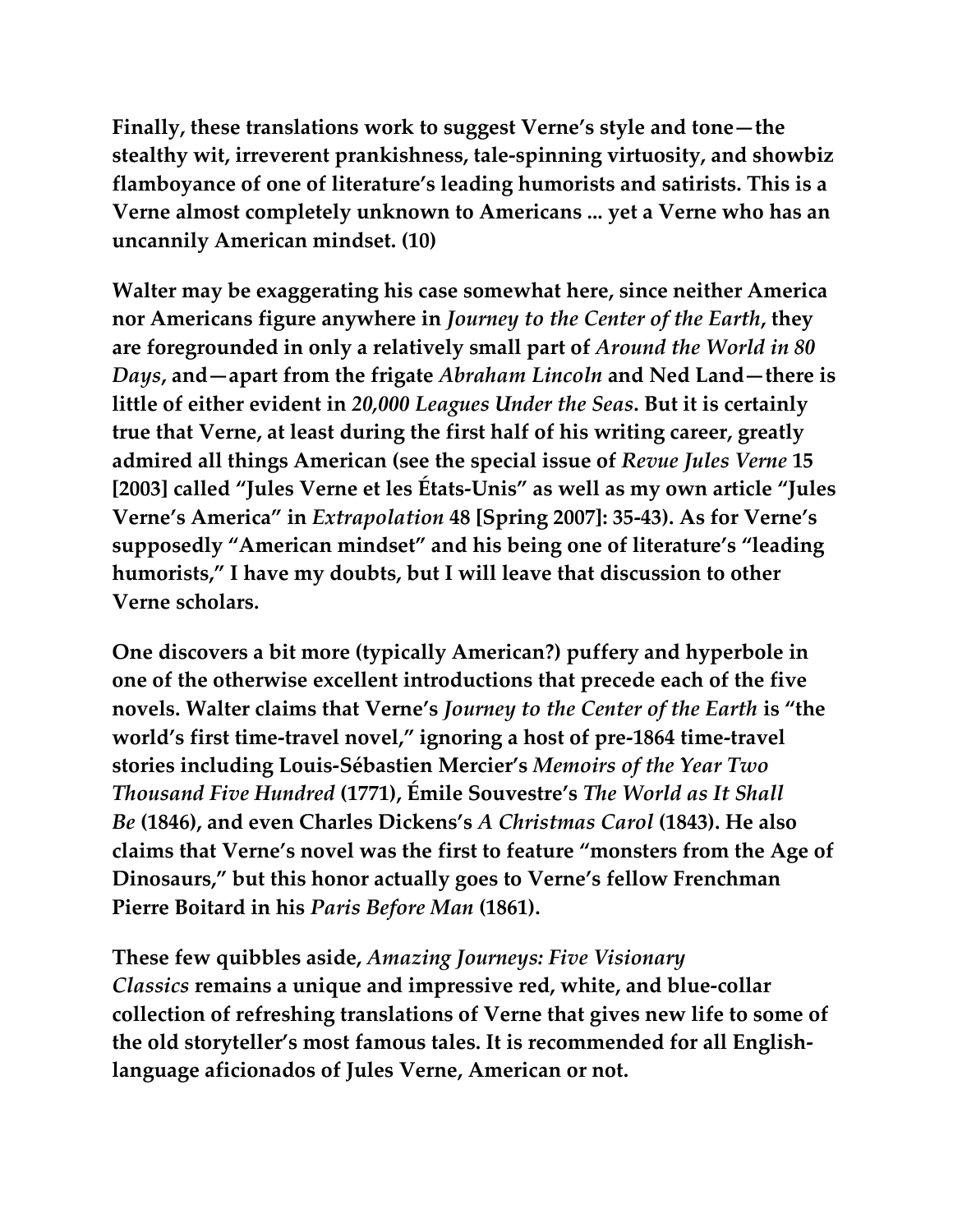Finally, these translations work to suggest Verne's style and tone—the stealthy wit, irreverent prankishness, tale-spinning virtuosity, and showbiz flamboyance of one of literature's leading humorists and satirists. This is a Verne almost completely unknown to Americans ... yet a Verne who has an uncannily American mindset. (10)

Walter may be exaggerating his case somewhat here, since neither America nor Americans figure anywhere in *Journey to the Center of the Earth*, they are foregrounded in only a relatively small part of *Around the World in 80 Days*, and—apart from the frigate *Abraham Lincoln* and Ned Land—there is little of either evident in *20,000 Leagues Under the Seas*. But it is certainly true that Verne, at least during the first half of his writing career, greatly admired all things American (see the special issue of *Revue Jules Verne* 15 [2003] called "Jules Verne et les États-Unis" as well as my own article "Jules Verne's America" in *Extrapolation* 48 [Spring 2007]: 35-43). As for Verne's supposedly "American mindset" and his being one of literature's "leading humorists," I have my doubts, but I will leave that discussion to other Verne scholars.

One discovers a bit more (typically American?) puffery and hyperbole in one of the otherwise excellent introductions that precede each of the five novels. Walter claims that Verne's *Journey to the Center of the Earth* is "the world's first time-travel novel," ignoring a host of pre-1864 time-travel stories including Louis-Sébastien Mercier's *Memoirs of the Year Two Thousand Five Hundred* (1771), Émile Souvestre's *The World as It Shall Be* (1846), and even Charles Dickens's *A Christmas Carol* (1843). He also claims that Verne's novel was the first to feature "monsters from the Age of Dinosaurs," but this honor actually goes to Verne's fellow Frenchman Pierre Boitard in his *Paris Before Man* (1861).

These few quibbles aside, *Amazing Journeys: Five Visionary Classics* remains a unique and impressive red, white, and blue-collar collection of refreshing translations of Verne that gives new life to some of the old storyteller's most famous tales. It is recommended for all English-language aficionados of Jules Verne, American or not.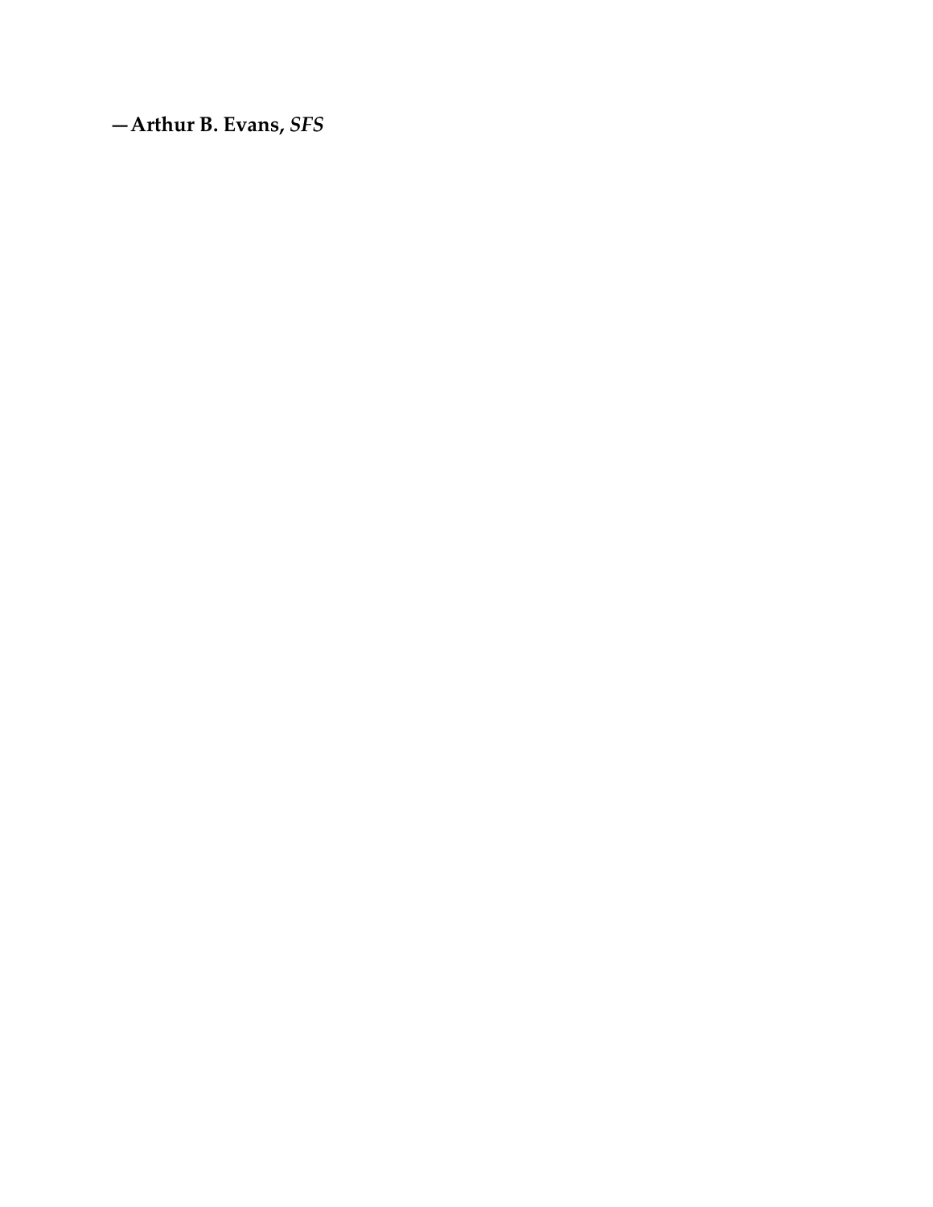**—Arthur B. Evans,** ***SFS***